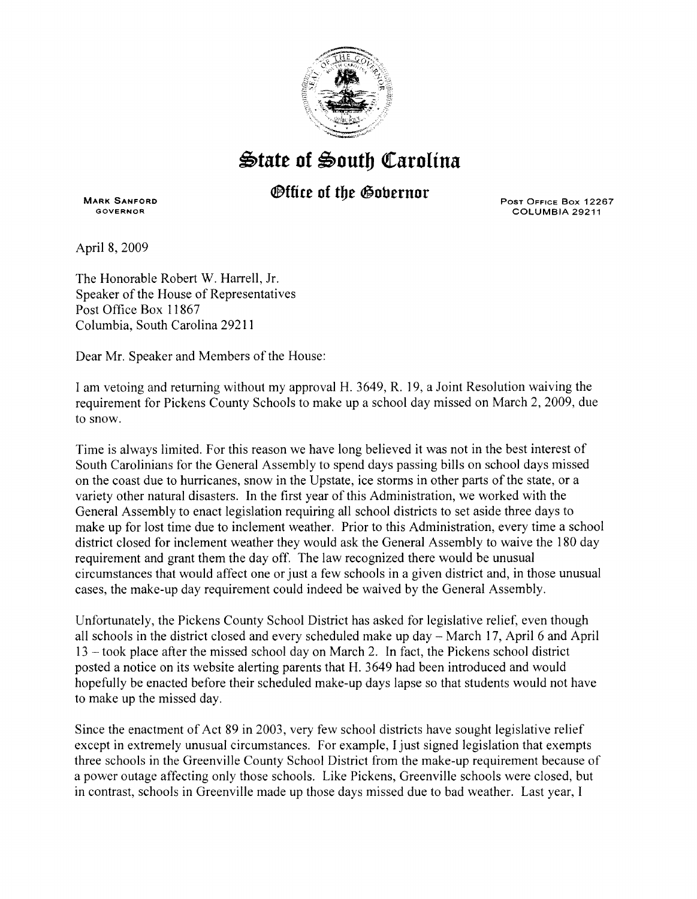# State of South Carolina

## Office of the Governor

MARK SANFORD
GOVERNOR

POST OFFICE BOX 12267
COLUMBIA 29211

April 8, 2009

The Honorable Robert W. Harrell, Jr.
Speaker of the House of Representatives
Post Office Box 11867
Columbia, South Carolina 29211

Dear Mr. Speaker and Members of the House:

I am vetoing and returning without my approval H. 3649, R. 19, a Joint Resolution waiving the requirement for Pickens County Schools to make up a school day missed on March 2, 2009, due to snow.

Time is always limited. For this reason we have long believed it was not in the best interest of South Carolinians for the General Assembly to spend days passing bills on school days missed on the coast due to hurricanes, snow in the Upstate, ice storms in other parts of the state, or a variety other natural disasters. In the first year of this Administration, we worked with the General Assembly to enact legislation requiring all school districts to set aside three days to make up for lost time due to inclement weather. Prior to this Administration, every time a school district closed for inclement weather they would ask the General Assembly to waive the 180 day requirement and grant them the day off. The law recognized there would be unusual circumstances that would affect one or just a few schools in a given district and, in those unusual cases, the make-up day requirement could indeed be waived by the General Assembly.

Unfortunately, the Pickens County School District has asked for legislative relief, even though all schools in the district closed and every scheduled make up day – March 17, April 6 and April 13 – took place after the missed school day on March 2. In fact, the Pickens school district posted a notice on its website alerting parents that H. 3649 had been introduced and would hopefully be enacted before their scheduled make-up days lapse so that students would not have to make up the missed day.

Since the enactment of Act 89 in 2003, very few school districts have sought legislative relief except in extremely unusual circumstances. For example, I just signed legislation that exempts three schools in the Greenville County School District from the make-up requirement because of a power outage affecting only those schools. Like Pickens, Greenville schools were closed, but in contrast, schools in Greenville made up those days missed due to bad weather. Last year, I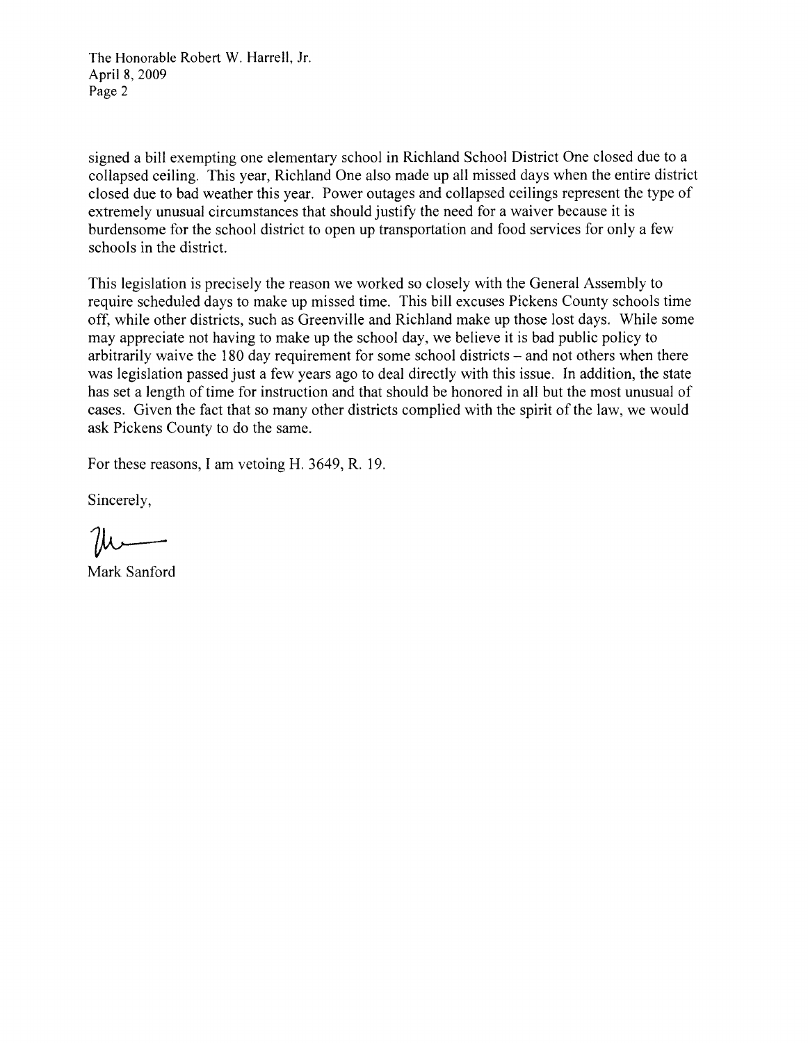signed a bill exempting one elementary school in Richland School District One closed due to a collapsed ceiling. This year, Richland One also made up all missed days when the entire district closed due to bad weather this year. Power outages and collapsed ceilings represent the type of extremely unusual circumstances that should justify the need for a waiver because it is burdensome for the school district to open up transportation and food services for only a few schools in the district.

This legislation is precisely the reason we worked so closely with the General Assembly to require scheduled days to make up missed time. This bill excuses Pickens County schools time off, while other districts, such as Greenville and Richland make up those lost days. While some may appreciate not having to make up the school day, we believe it is bad public policy to arbitrarily waive the 180 day requirement for some school districts – and not others when there was legislation passed just a few years ago to deal directly with this issue. In addition, the state has set a length of time for instruction and that should be honored in all but the most unusual of cases. Given the fact that so many other districts complied with the spirit of the law, we would ask Pickens County to do the same.

For these reasons, I am vetoing H. 3649, R. 19.

Sincerely,

Mark Sanford